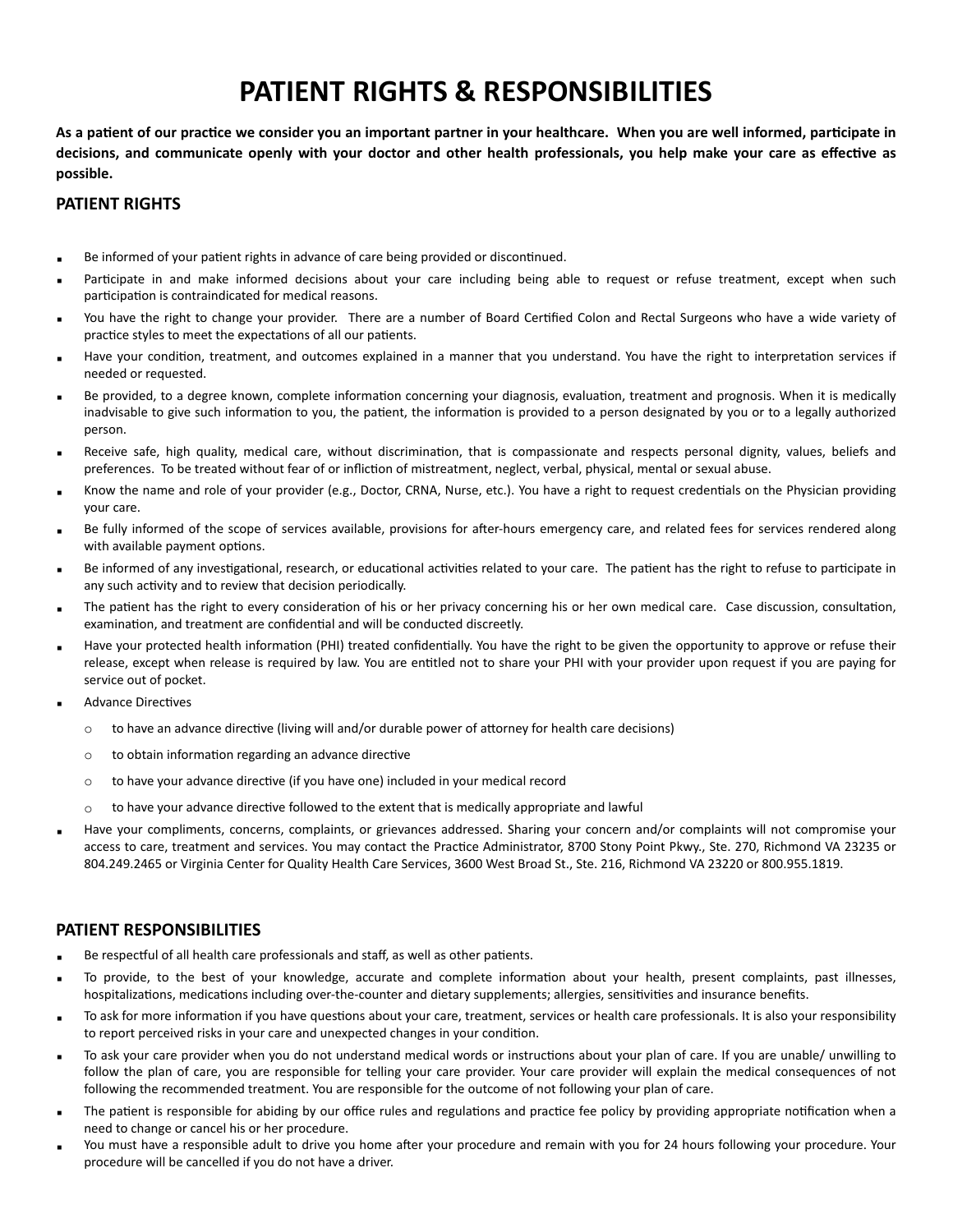# PATIENT RIGHTS & RESPONSIBILITIES

**As a patient of our practice we consider you an important partner in your healthcare. When you are well informed, participate in decisions, and communicate openly with your doctor and other health professionals, you help make your care as effective as possible.**

## PATIENT RIGHTS

- Be informed of your patient rights in advance of care being provided or discontinued.
- Participate in and make informed decisions about your care including being able to request or refuse treatment, except when such participation is contraindicated for medical reasons.
- You have the right to change your provider. There are a number of Board Certified Colon and Rectal Surgeons who have a wide variety of practice styles to meet the expectations of all our patients.
- Have your condition, treatment, and outcomes explained in a manner that you understand. You have the right to interpretation services if needed or requested.
- Be provided, to a degree known, complete information concerning your diagnosis, evaluation, treatment and prognosis. When it is medically inadvisable to give such information to you, the patient, the information is provided to a person designated by you or to a legally authorized person.
- Receive safe, high quality, medical care, without discrimination, that is compassionate and respects personal dignity, values, beliefs and preferences. To be treated without fear of or infliction of mistreatment, neglect, verbal, physical, mental or sexual abuse.
- Know the name and role of your provider (e.g., Doctor, CRNA, Nurse, etc.). You have a right to request credentials on the Physician providing your care.
- Be fully informed of the scope of services available, provisions for after-hours emergency care, and related fees for services rendered along with available payment options.
- Be informed of any investigational, research, or educational activities related to your care. The patient has the right to refuse to participate in any such activity and to review that decision periodically.
- The patient has the right to every consideration of his or her privacy concerning his or her own medical care. Case discussion, consultation, examination, and treatment are confidential and will be conducted discreetly.
- Have your protected health information (PHI) treated confidentially. You have the right to be given the opportunity to approve or refuse their release, except when release is required by law. You are entitled not to share your PHI with your provider upon request if you are paying for service out of pocket.
- Advance Directives
  - to have an advance directive (living will and/or durable power of attorney for health care decisions)
  - to obtain information regarding an advance directive
  - to have your advance directive (if you have one) included in your medical record
  - to have your advance directive followed to the extent that is medically appropriate and lawful
- Have your compliments, concerns, complaints, or grievances addressed. Sharing your concern and/or complaints will not compromise your access to care, treatment and services. You may contact the Practice Administrator, 8700 Stony Point Pkwy., Ste. 270, Richmond VA 23235 or 804.249.2465 or Virginia Center for Quality Health Care Services, 3600 West Broad St., Ste. 216, Richmond VA 23220 or 800.955.1819.

## PATIENT RESPONSIBILITIES

- Be respectful of all health care professionals and staff, as well as other patients.
- To provide, to the best of your knowledge, accurate and complete information about your health, present complaints, past illnesses, hospitalizations, medications including over-the-counter and dietary supplements; allergies, sensitivities and insurance benefits.
- To ask for more information if you have questions about your care, treatment, services or health care professionals. It is also your responsibility to report perceived risks in your care and unexpected changes in your condition.
- To ask your care provider when you do not understand medical words or instructions about your plan of care. If you are unable/ unwilling to follow the plan of care, you are responsible for telling your care provider. Your care provider will explain the medical consequences of not following the recommended treatment. You are responsible for the outcome of not following your plan of care.
- The patient is responsible for abiding by our office rules and regulations and practice fee policy by providing appropriate notification when a need to change or cancel his or her procedure.
- You must have a responsible adult to drive you home after your procedure and remain with you for 24 hours following your procedure. Your procedure will be cancelled if you do not have a driver.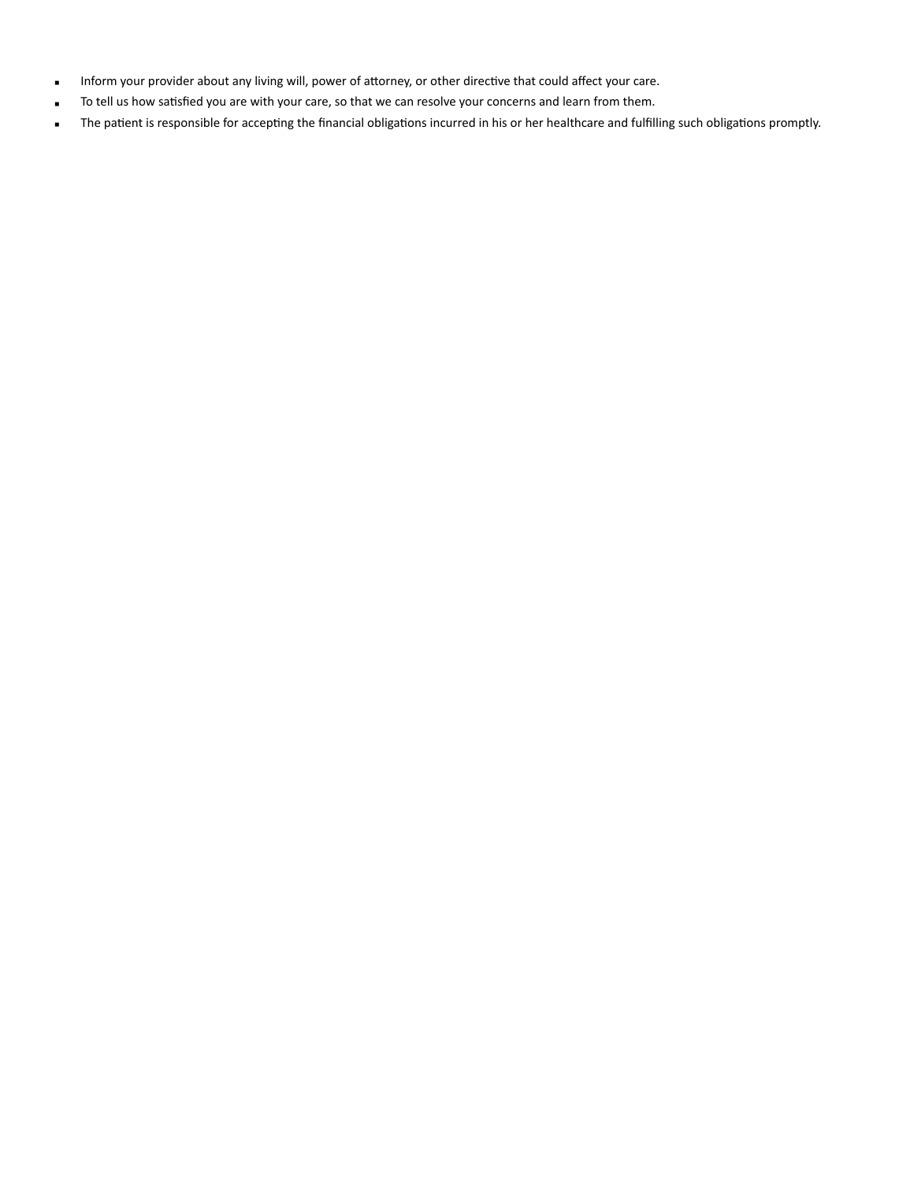- Inform your provider about any living will, power of attorney, or other directive that could affect your care.
- To tell us how satisfied you are with your care, so that we can resolve your concerns and learn from them.
- The patient is responsible for accepting the financial obligations incurred in his or her healthcare and fulfilling such obligations promptly.